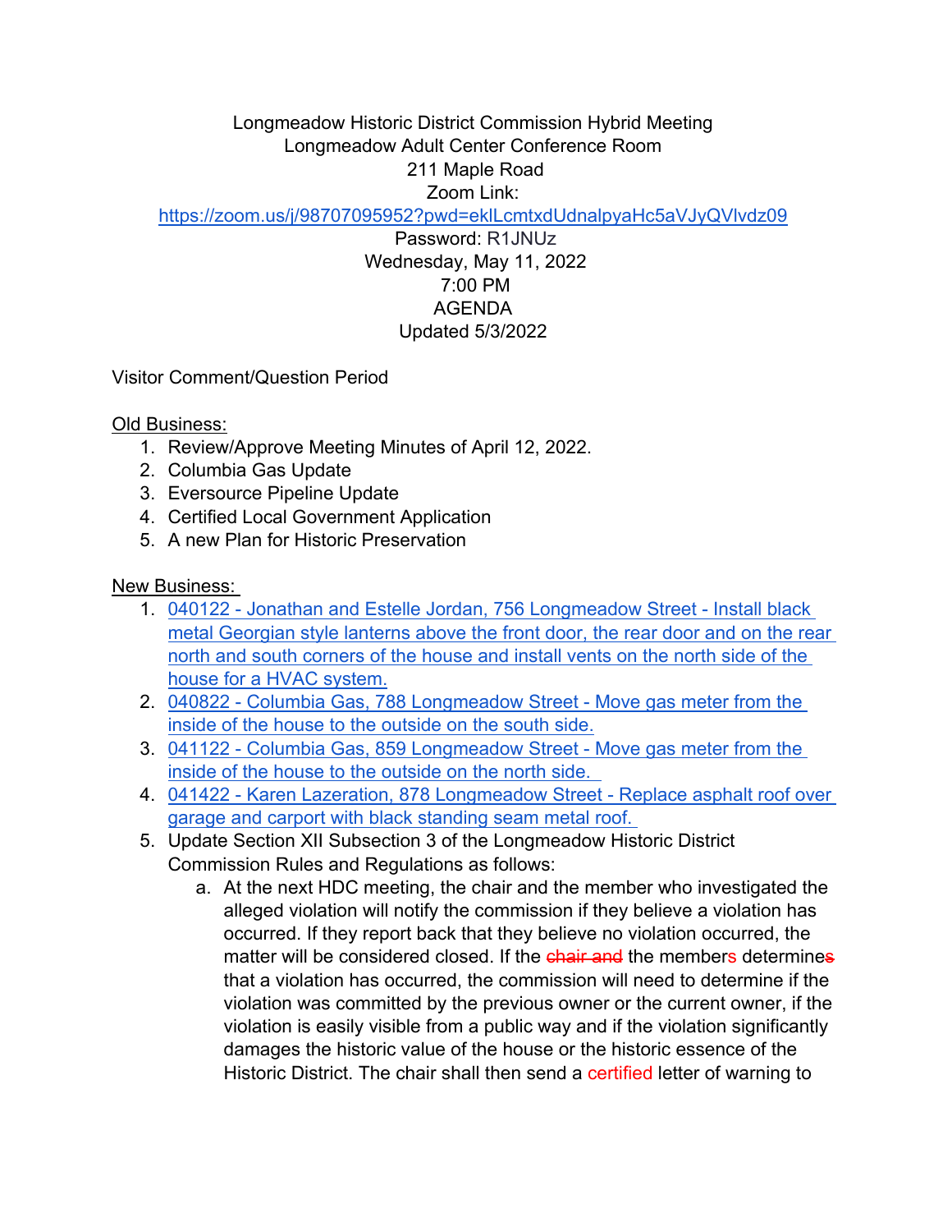Longmeadow Historic District Commission Hybrid Meeting
Longmeadow Adult Center Conference Room
211 Maple Road
Zoom Link:
https://zoom.us/j/98707095952?pwd=eklLcmtxdUdnalpyaHc5aVJyQVlvdz09
Password: R1JNUz
Wednesday, May 11, 2022
7:00 PM
AGENDA
Updated 5/3/2022

Visitor Comment/Question Period

Old Business:

1. Review/Approve Meeting Minutes of April 12, 2022.
2. Columbia Gas Update
3. Eversource Pipeline Update
4. Certified Local Government Application
5. A new Plan for Historic Preservation

New Business:

1. 040122 - Jonathan and Estelle Jordan, 756 Longmeadow Street - Install black metal Georgian style lanterns above the front door, the rear door and on the rear north and south corners of the house and install vents on the north side of the house for a HVAC system.
2. 040822 - Columbia Gas, 788 Longmeadow Street - Move gas meter from the inside of the house to the outside on the south side.
3. 041122 - Columbia Gas, 859 Longmeadow Street - Move gas meter from the inside of the house to the outside on the north side.
4. 041422 - Karen Lazeration, 878 Longmeadow Street - Replace asphalt roof over garage and carport with black standing seam metal roof.
5. Update Section XII Subsection 3 of the Longmeadow Historic District Commission Rules and Regulations as follows:
   a. At the next HDC meeting, the chair and the member who investigated the alleged violation will notify the commission if they believe a violation has occurred. If they report back that they believe no violation occurred, the matter will be considered closed. If the ~~chair and~~ the members determine~~s~~ that a violation has occurred, the commission will need to determine if the violation was committed by the previous owner or the current owner, if the violation is easily visible from a public way and if the violation significantly damages the historic value of the house or the historic essence of the Historic District. The chair shall then send a certified letter of warning to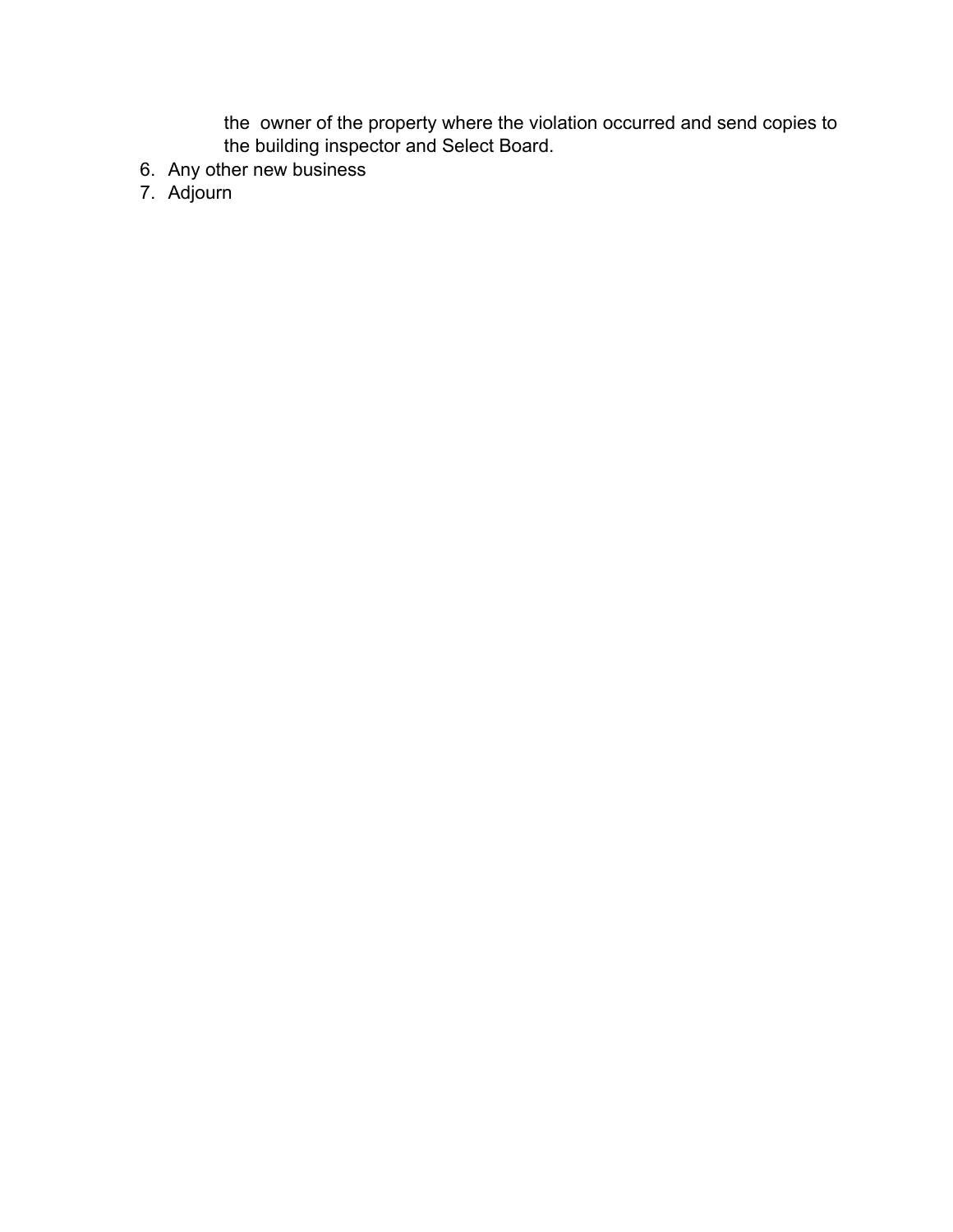the owner of the property where the violation occurred and send copies to the building inspector and Select Board.

6. Any other new business
7. Adjourn